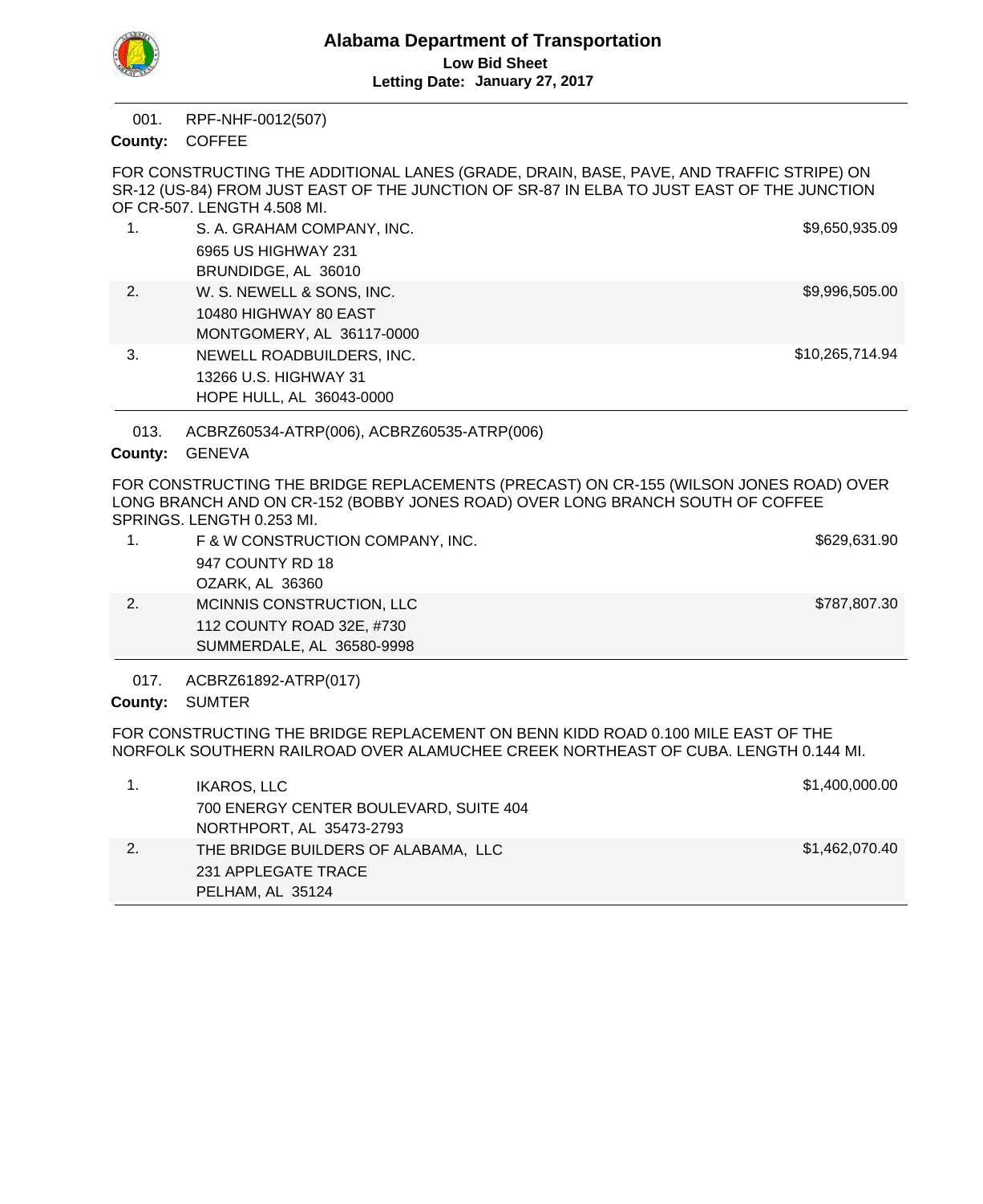# Alabama Department of Transportation

**Low Bid Sheet**

**Letting Date: January 27, 2017**

---

001. RPF-NHF-0012(507)

**County:** COFFEE

FOR CONSTRUCTING THE ADDITIONAL LANES (GRADE, DRAIN, BASE, PAVE, AND TRAFFIC STRIPE) ON SR-12 (US-84) FROM JUST EAST OF THE JUNCTION OF SR-87 IN ELBA TO JUST EAST OF THE JUNCTION OF CR-507. LENGTH 4.508 MI.

| | Bidder | Amount |
|---|---|---|
| 1. | S. A. GRAHAM COMPANY, INC.<br>6965 US HIGHWAY 231<br>BRUNDIDGE, AL 36010 | $9,650,935.09 |
| 2. | W. S. NEWELL & SONS, INC.<br>10480 HIGHWAY 80 EAST<br>MONTGOMERY, AL 36117-0000 | $9,996,505.00 |
| 3. | NEWELL ROADBUILDERS, INC.<br>13266 U.S. HIGHWAY 31<br>HOPE HULL, AL 36043-0000 | $10,265,714.94 |

---

013. ACBRZ60534-ATRP(006), ACBRZ60535-ATRP(006)

**County:** GENEVA

FOR CONSTRUCTING THE BRIDGE REPLACEMENTS (PRECAST) ON CR-155 (WILSON JONES ROAD) OVER LONG BRANCH AND ON CR-152 (BOBBY JONES ROAD) OVER LONG BRANCH SOUTH OF COFFEE SPRINGS. LENGTH 0.253 MI.

| | Bidder | Amount |
|---|---|---|
| 1. | F & W CONSTRUCTION COMPANY, INC.<br>947 COUNTY RD 18<br>OZARK, AL 36360 | $629,631.90 |
| 2. | MCINNIS CONSTRUCTION, LLC<br>112 COUNTY ROAD 32E, #730<br>SUMMERDALE, AL 36580-9998 | $787,807.30 |

---

017. ACBRZ61892-ATRP(017)

**County:** SUMTER

FOR CONSTRUCTING THE BRIDGE REPLACEMENT ON BENN KIDD ROAD 0.100 MILE EAST OF THE NORFOLK SOUTHERN RAILROAD OVER ALAMUCHEE CREEK NORTHEAST OF CUBA. LENGTH 0.144 MI.

| | Bidder | Amount |
|---|---|---|
| 1. | IKAROS, LLC<br>700 ENERGY CENTER BOULEVARD, SUITE 404<br>NORTHPORT, AL 35473-2793 | $1,400,000.00 |
| 2. | THE BRIDGE BUILDERS OF ALABAMA, LLC<br>231 APPLEGATE TRACE<br>PELHAM, AL 35124 | $1,462,070.40 |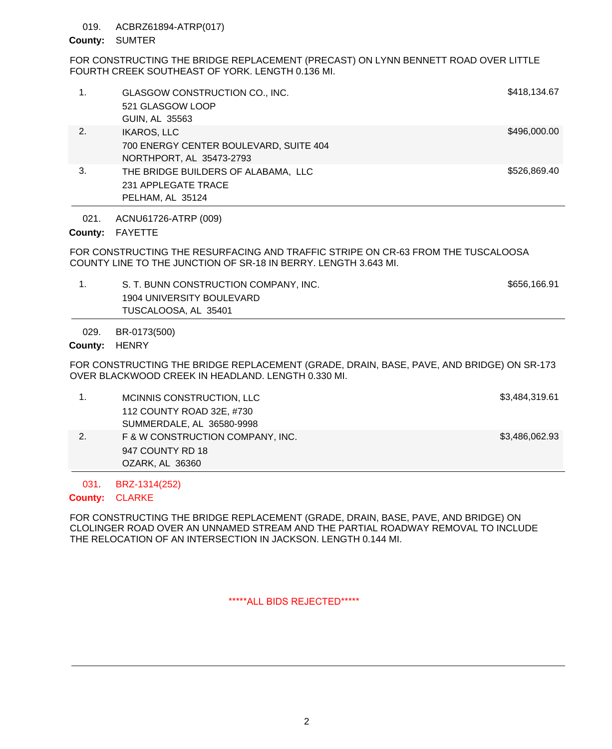019. ACBRZ61894-ATRP(017)

**County:** SUMTER

FOR CONSTRUCTING THE BRIDGE REPLACEMENT (PRECAST) ON LYNN BENNETT ROAD OVER LITTLE FOURTH CREEK SOUTHEAST OF YORK. LENGTH 0.136 MI.

| | Bidder | Amount |
|---|---|---|
| 1. | GLASGOW CONSTRUCTION CO., INC.<br>521 GLASGOW LOOP<br>GUIN, AL 35563 | $418,134.67 |
| 2. | IKAROS, LLC<br>700 ENERGY CENTER BOULEVARD, SUITE 404<br>NORTHPORT, AL 35473-2793 | $496,000.00 |
| 3. | THE BRIDGE BUILDERS OF ALABAMA, LLC<br>231 APPLEGATE TRACE<br>PELHAM, AL 35124 | $526,869.40 |

---

021. ACNU61726-ATRP (009)

**County:** FAYETTE

FOR CONSTRUCTING THE RESURFACING AND TRAFFIC STRIPE ON CR-63 FROM THE TUSCALOOSA COUNTY LINE TO THE JUNCTION OF SR-18 IN BERRY. LENGTH 3.643 MI.

| | Bidder | Amount |
|---|---|---|
| 1. | S. T. BUNN CONSTRUCTION COMPANY, INC.<br>1904 UNIVERSITY BOULEVARD<br>TUSCALOOSA, AL 35401 | $656,166.91 |

---

029. BR-0173(500)

**County:** HENRY

FOR CONSTRUCTING THE BRIDGE REPLACEMENT (GRADE, DRAIN, BASE, PAVE, AND BRIDGE) ON SR-173 OVER BLACKWOOD CREEK IN HEADLAND. LENGTH 0.330 MI.

| | Bidder | Amount |
|---|---|---|
| 1. | MCINNIS CONSTRUCTION, LLC<br>112 COUNTY ROAD 32E, #730<br>SUMMERDALE, AL 36580-9998 | $3,484,319.61 |
| 2. | F & W CONSTRUCTION COMPANY, INC.<br>947 COUNTY RD 18<br>OZARK, AL 36360 | $3,486,062.93 |

---

031. BRZ-1314(252)

**County:** CLARKE

FOR CONSTRUCTING THE BRIDGE REPLACEMENT (GRADE, DRAIN, BASE, PAVE, AND BRIDGE) ON CLOLINGER ROAD OVER AN UNNAMED STREAM AND THE PARTIAL ROADWAY REMOVAL TO INCLUDE THE RELOCATION OF AN INTERSECTION IN JACKSON. LENGTH 0.144 MI.

*****ALL BIDS REJECTED*****

---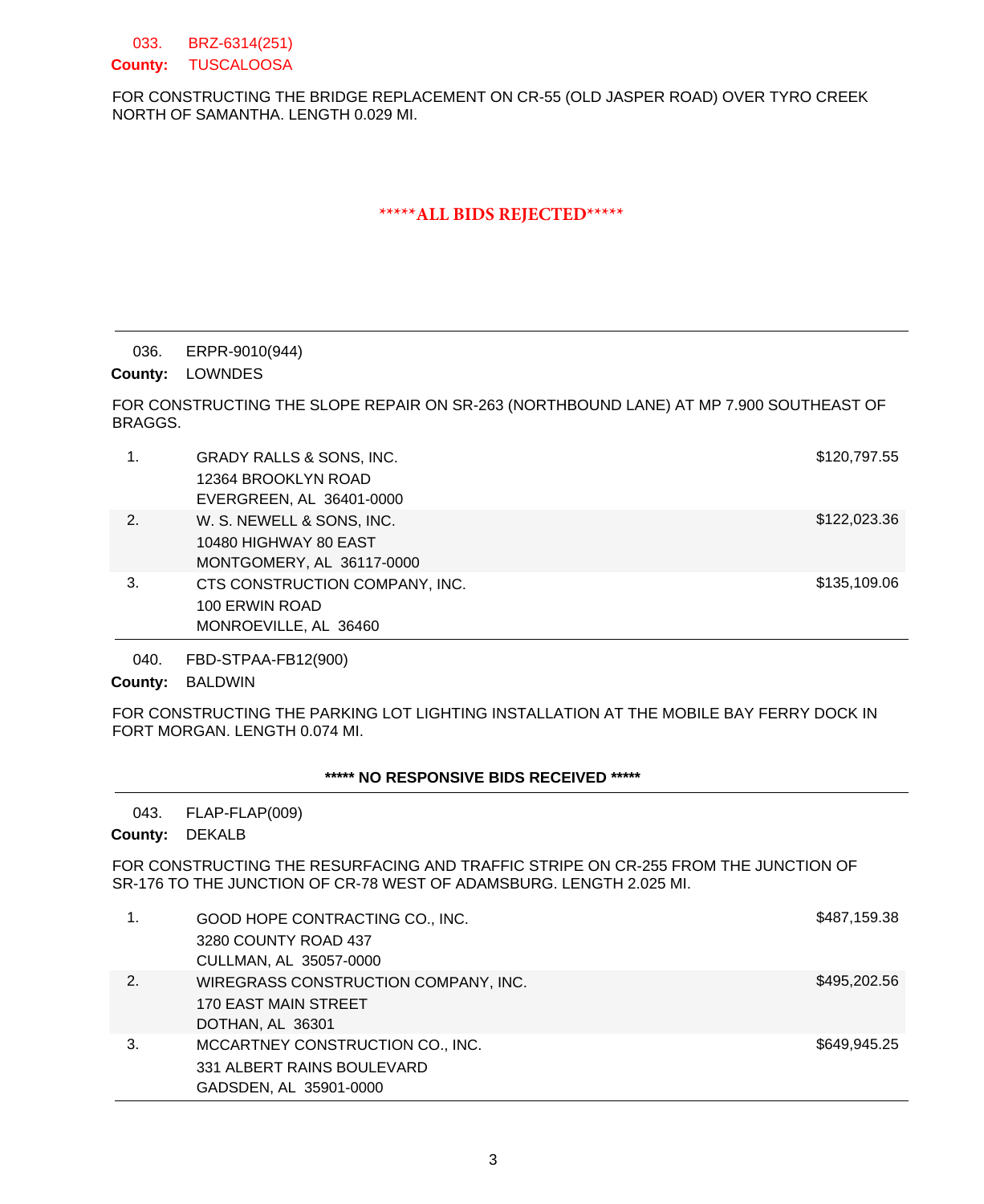033. BRZ-6314(251)

**County:** TUSCALOOSA

FOR CONSTRUCTING THE BRIDGE REPLACEMENT ON CR-55 (OLD JASPER ROAD) OVER TYRO CREEK NORTH OF SAMANTHA. LENGTH 0.029 MI.

**\*\*\*\*\*ALL BIDS REJECTED\*\*\*\*\***

---

036. ERPR-9010(944)

**County:** LOWNDES

FOR CONSTRUCTING THE SLOPE REPAIR ON SR-263 (NORTHBOUND LANE) AT MP 7.900 SOUTHEAST OF BRAGGS.

| # | Bidder | Amount |
|---|---|---|
| 1. | GRADY RALLS & SONS, INC.<br>12364 BROOKLYN ROAD<br>EVERGREEN, AL 36401-0000 | $120,797.55 |
| 2. | W. S. NEWELL & SONS, INC.<br>10480 HIGHWAY 80 EAST<br>MONTGOMERY, AL 36117-0000 | $122,023.36 |
| 3. | CTS CONSTRUCTION COMPANY, INC.<br>100 ERWIN ROAD<br>MONROEVILLE, AL 36460 | $135,109.06 |

---

040. FBD-STPAA-FB12(900)

**County:** BALDWIN

FOR CONSTRUCTING THE PARKING LOT LIGHTING INSTALLATION AT THE MOBILE BAY FERRY DOCK IN FORT MORGAN. LENGTH 0.074 MI.

**\*\*\*\*\* NO RESPONSIVE BIDS RECEIVED \*\*\*\*\***

---

043. FLAP-FLAP(009)

**County:** DEKALB

FOR CONSTRUCTING THE RESURFACING AND TRAFFIC STRIPE ON CR-255 FROM THE JUNCTION OF SR-176 TO THE JUNCTION OF CR-78 WEST OF ADAMSBURG. LENGTH 2.025 MI.

| # | Bidder | Amount |
|---|---|---|
| 1. | GOOD HOPE CONTRACTING CO., INC.<br>3280 COUNTY ROAD 437<br>CULLMAN, AL 35057-0000 | $487,159.38 |
| 2. | WIREGRASS CONSTRUCTION COMPANY, INC.<br>170 EAST MAIN STREET<br>DOTHAN, AL 36301 | $495,202.56 |
| 3. | MCCARTNEY CONSTRUCTION CO., INC.<br>331 ALBERT RAINS BOULEVARD<br>GADSDEN, AL 35901-0000 | $649,945.25 |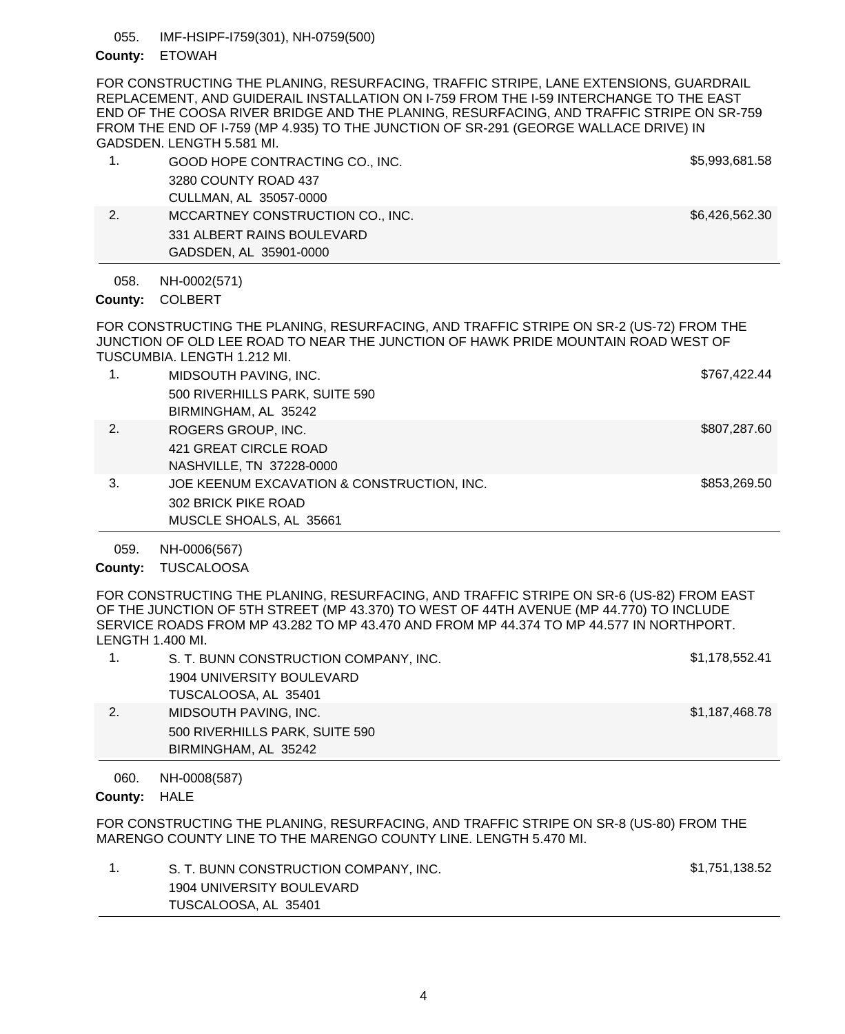055. IMF-HSIPF-I759(301), NH-0759(500)

**County:** ETOWAH

FOR CONSTRUCTING THE PLANING, RESURFACING, TRAFFIC STRIPE, LANE EXTENSIONS, GUARDRAIL REPLACEMENT, AND GUIDERAIL INSTALLATION ON I-759 FROM THE I-59 INTERCHANGE TO THE EAST END OF THE COOSA RIVER BRIDGE AND THE PLANING, RESURFACING, AND TRAFFIC STRIPE ON SR-759 FROM THE END OF I-759 (MP 4.935) TO THE JUNCTION OF SR-291 (GEORGE WALLACE DRIVE) IN GADSDEN. LENGTH 5.581 MI.

| | Bidder | Amount |
|---|---|---|
| 1. | GOOD HOPE CONTRACTING CO., INC.<br>3280 COUNTY ROAD 437<br>CULLMAN, AL 35057-0000 | $5,993,681.58 |
| 2. | MCCARTNEY CONSTRUCTION CO., INC.<br>331 ALBERT RAINS BOULEVARD<br>GADSDEN, AL 35901-0000 | $6,426,562.30 |

058. NH-0002(571)

**County:** COLBERT

FOR CONSTRUCTING THE PLANING, RESURFACING, AND TRAFFIC STRIPE ON SR-2 (US-72) FROM THE JUNCTION OF OLD LEE ROAD TO NEAR THE JUNCTION OF HAWK PRIDE MOUNTAIN ROAD WEST OF TUSCUMBIA. LENGTH 1.212 MI.

| | Bidder | Amount |
|---|---|---|
| 1. | MIDSOUTH PAVING, INC.<br>500 RIVERHILLS PARK, SUITE 590<br>BIRMINGHAM, AL 35242 | $767,422.44 |
| 2. | ROGERS GROUP, INC.<br>421 GREAT CIRCLE ROAD<br>NASHVILLE, TN 37228-0000 | $807,287.60 |
| 3. | JOE KEENUM EXCAVATION & CONSTRUCTION, INC.<br>302 BRICK PIKE ROAD<br>MUSCLE SHOALS, AL 35661 | $853,269.50 |

059. NH-0006(567)

**County:** TUSCALOOSA

FOR CONSTRUCTING THE PLANING, RESURFACING, AND TRAFFIC STRIPE ON SR-6 (US-82) FROM EAST OF THE JUNCTION OF 5TH STREET (MP 43.370) TO WEST OF 44TH AVENUE (MP 44.770) TO INCLUDE SERVICE ROADS FROM MP 43.282 TO MP 43.470 AND FROM MP 44.374 TO MP 44.577 IN NORTHPORT. LENGTH 1.400 MI.

| | Bidder | Amount |
|---|---|---|
| 1. | S. T. BUNN CONSTRUCTION COMPANY, INC.<br>1904 UNIVERSITY BOULEVARD<br>TUSCALOOSA, AL 35401 | $1,178,552.41 |
| 2. | MIDSOUTH PAVING, INC.<br>500 RIVERHILLS PARK, SUITE 590<br>BIRMINGHAM, AL 35242 | $1,187,468.78 |

060. NH-0008(587)

**County:** HALE

FOR CONSTRUCTING THE PLANING, RESURFACING, AND TRAFFIC STRIPE ON SR-8 (US-80) FROM THE MARENGO COUNTY LINE TO THE MARENGO COUNTY LINE. LENGTH 5.470 MI.

| | Bidder | Amount |
|---|---|---|
| 1. | S. T. BUNN CONSTRUCTION COMPANY, INC.<br>1904 UNIVERSITY BOULEVARD<br>TUSCALOOSA, AL 35401 | $1,751,138.52 |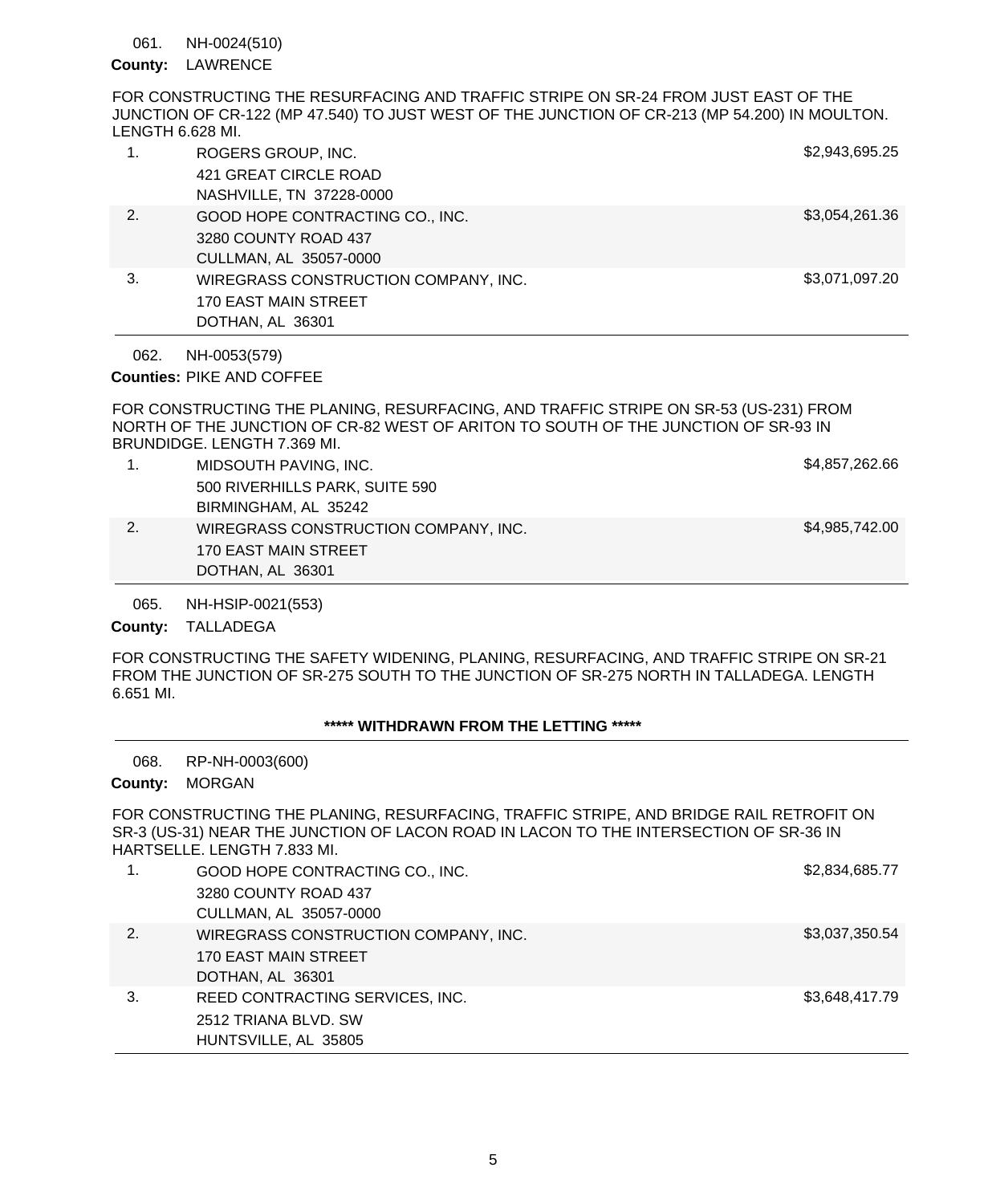061. NH-0024(510)

**County:** LAWRENCE

FOR CONSTRUCTING THE RESURFACING AND TRAFFIC STRIPE ON SR-24 FROM JUST EAST OF THE JUNCTION OF CR-122 (MP 47.540) TO JUST WEST OF THE JUNCTION OF CR-213 (MP 54.200) IN MOULTON. LENGTH 6.628 MI.

| | | |
|---|---|---|
| 1. | ROGERS GROUP, INC.<br>421 GREAT CIRCLE ROAD<br>NASHVILLE, TN 37228-0000 | $2,943,695.25 |
| 2. | GOOD HOPE CONTRACTING CO., INC.<br>3280 COUNTY ROAD 437<br>CULLMAN, AL 35057-0000 | $3,054,261.36 |
| 3. | WIREGRASS CONSTRUCTION COMPANY, INC.<br>170 EAST MAIN STREET<br>DOTHAN, AL 36301 | $3,071,097.20 |

062. NH-0053(579)

**Counties:** PIKE AND COFFEE

FOR CONSTRUCTING THE PLANING, RESURFACING, AND TRAFFIC STRIPE ON SR-53 (US-231) FROM NORTH OF THE JUNCTION OF CR-82 WEST OF ARITON TO SOUTH OF THE JUNCTION OF SR-93 IN BRUNDIDGE. LENGTH 7.369 MI.

| | | |
|---|---|---|
| 1. | MIDSOUTH PAVING, INC.<br>500 RIVERHILLS PARK, SUITE 590<br>BIRMINGHAM, AL 35242 | $4,857,262.66 |
| 2. | WIREGRASS CONSTRUCTION COMPANY, INC.<br>170 EAST MAIN STREET<br>DOTHAN, AL 36301 | $4,985,742.00 |

065. NH-HSIP-0021(553)

**County:** TALLADEGA

FOR CONSTRUCTING THE SAFETY WIDENING, PLANING, RESURFACING, AND TRAFFIC STRIPE ON SR-21 FROM THE JUNCTION OF SR-275 SOUTH TO THE JUNCTION OF SR-275 NORTH IN TALLADEGA. LENGTH 6.651 MI.

**\*\*\*\*\* WITHDRAWN FROM THE LETTING \*\*\*\*\***

068. RP-NH-0003(600)

**County:** MORGAN

FOR CONSTRUCTING THE PLANING, RESURFACING, TRAFFIC STRIPE, AND BRIDGE RAIL RETROFIT ON SR-3 (US-31) NEAR THE JUNCTION OF LACON ROAD IN LACON TO THE INTERSECTION OF SR-36 IN HARTSELLE. LENGTH 7.833 MI.

| | | |
|---|---|---|
| 1. | GOOD HOPE CONTRACTING CO., INC.<br>3280 COUNTY ROAD 437<br>CULLMAN, AL 35057-0000 | $2,834,685.77 |
| 2. | WIREGRASS CONSTRUCTION COMPANY, INC.<br>170 EAST MAIN STREET<br>DOTHAN, AL 36301 | $3,037,350.54 |
| 3. | REED CONTRACTING SERVICES, INC.<br>2512 TRIANA BLVD. SW<br>HUNTSVILLE, AL 35805 | $3,648,417.79 |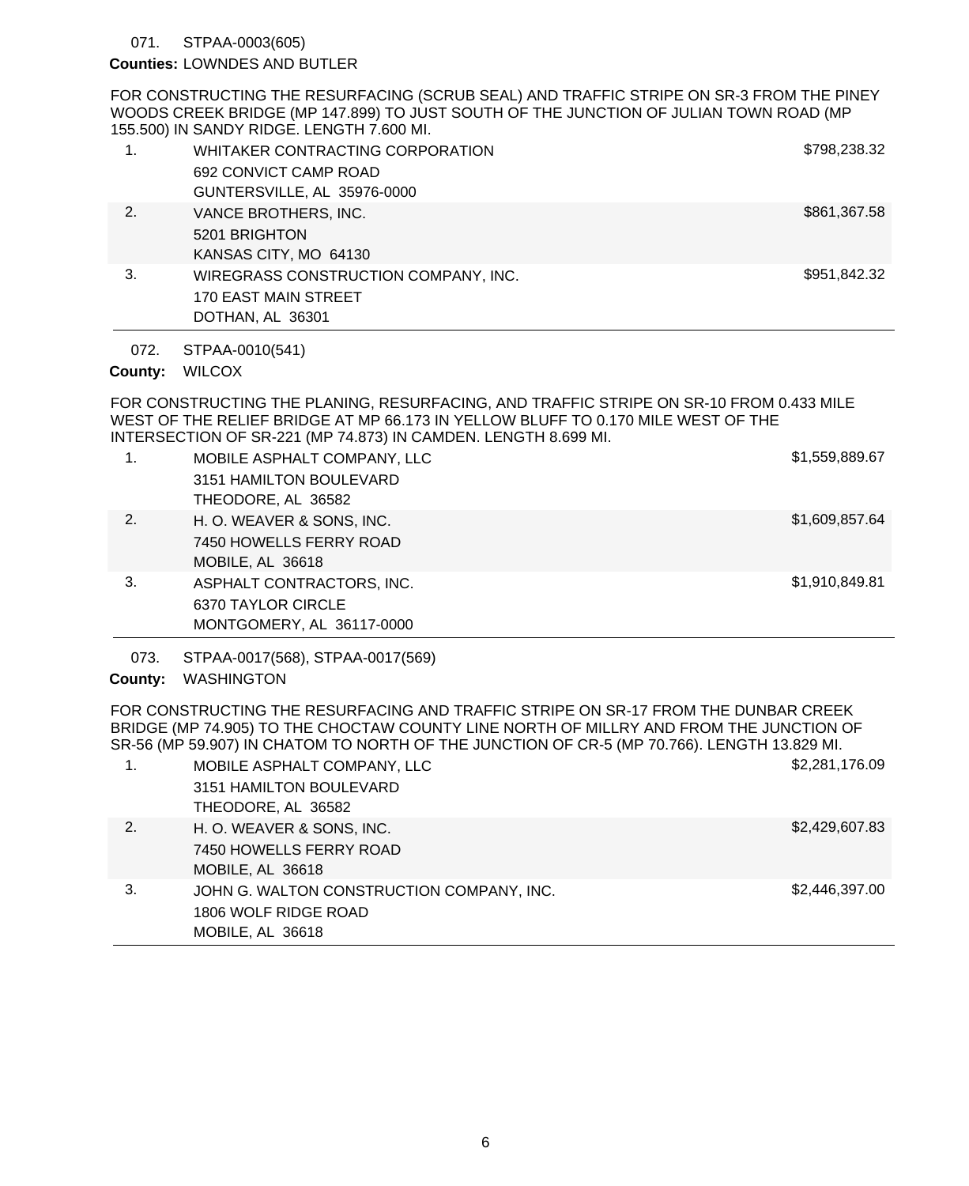071. STPAA-0003(605)

**Counties:** LOWNDES AND BUTLER

FOR CONSTRUCTING THE RESURFACING (SCRUB SEAL) AND TRAFFIC STRIPE ON SR-3 FROM THE PINEY WOODS CREEK BRIDGE (MP 147.899) TO JUST SOUTH OF THE JUNCTION OF JULIAN TOWN ROAD (MP 155.500) IN SANDY RIDGE. LENGTH 7.600 MI.

| | | |
|---|---|---|
| 1. | WHITAKER CONTRACTING CORPORATION<br>692 CONVICT CAMP ROAD<br>GUNTERSVILLE, AL 35976-0000 | $798,238.32 |
| 2. | VANCE BROTHERS, INC.<br>5201 BRIGHTON<br>KANSAS CITY, MO 64130 | $861,367.58 |
| 3. | WIREGRASS CONSTRUCTION COMPANY, INC.<br>170 EAST MAIN STREET<br>DOTHAN, AL 36301 | $951,842.32 |

072. STPAA-0010(541)

**County:** WILCOX

FOR CONSTRUCTING THE PLANING, RESURFACING, AND TRAFFIC STRIPE ON SR-10 FROM 0.433 MILE WEST OF THE RELIEF BRIDGE AT MP 66.173 IN YELLOW BLUFF TO 0.170 MILE WEST OF THE INTERSECTION OF SR-221 (MP 74.873) IN CAMDEN. LENGTH 8.699 MI.

| | | |
|---|---|---|
| 1. | MOBILE ASPHALT COMPANY, LLC<br>3151 HAMILTON BOULEVARD<br>THEODORE, AL 36582 | $1,559,889.67 |
| 2. | H. O. WEAVER & SONS, INC.<br>7450 HOWELLS FERRY ROAD<br>MOBILE, AL 36618 | $1,609,857.64 |
| 3. | ASPHALT CONTRACTORS, INC.<br>6370 TAYLOR CIRCLE<br>MONTGOMERY, AL 36117-0000 | $1,910,849.81 |

073. STPAA-0017(568), STPAA-0017(569)

**County:** WASHINGTON

FOR CONSTRUCTING THE RESURFACING AND TRAFFIC STRIPE ON SR-17 FROM THE DUNBAR CREEK BRIDGE (MP 74.905) TO THE CHOCTAW COUNTY LINE NORTH OF MILLRY AND FROM THE JUNCTION OF SR-56 (MP 59.907) IN CHATOM TO NORTH OF THE JUNCTION OF CR-5 (MP 70.766). LENGTH 13.829 MI.

| | | |
|---|---|---|
| 1. | MOBILE ASPHALT COMPANY, LLC<br>3151 HAMILTON BOULEVARD<br>THEODORE, AL 36582 | $2,281,176.09 |
| 2. | H. O. WEAVER & SONS, INC.<br>7450 HOWELLS FERRY ROAD<br>MOBILE, AL 36618 | $2,429,607.83 |
| 3. | JOHN G. WALTON CONSTRUCTION COMPANY, INC.<br>1806 WOLF RIDGE ROAD<br>MOBILE, AL 36618 | $2,446,397.00 |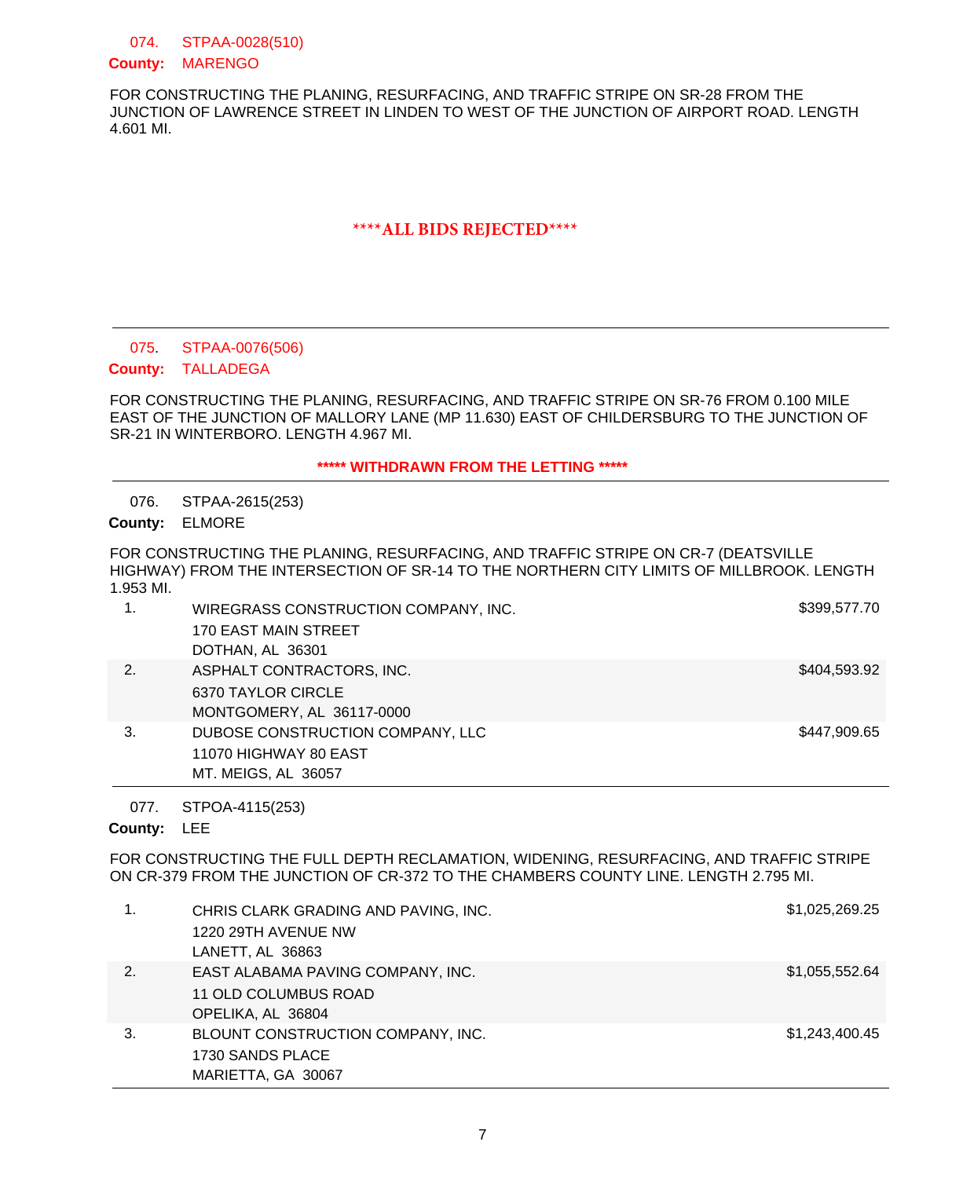074. STPAA-0028(510)

**County:** MARENGO

FOR CONSTRUCTING THE PLANING, RESURFACING, AND TRAFFIC STRIPE ON SR-28 FROM THE JUNCTION OF LAWRENCE STREET IN LINDEN TO WEST OF THE JUNCTION OF AIRPORT ROAD. LENGTH 4.601 MI.

**\*\*\*\*ALL BIDS REJECTED\*\*\*\***

---

075. STPAA-0076(506)

**County:** TALLADEGA

FOR CONSTRUCTING THE PLANING, RESURFACING, AND TRAFFIC STRIPE ON SR-76 FROM 0.100 MILE EAST OF THE JUNCTION OF MALLORY LANE (MP 11.630) EAST OF CHILDERSBURG TO THE JUNCTION OF SR-21 IN WINTERBORO. LENGTH 4.967 MI.

**\*\*\*\*\* WITHDRAWN FROM THE LETTING \*\*\*\*\***

---

076. STPAA-2615(253)

**County:** ELMORE

FOR CONSTRUCTING THE PLANING, RESURFACING, AND TRAFFIC STRIPE ON CR-7 (DEATSVILLE HIGHWAY) FROM THE INTERSECTION OF SR-14 TO THE NORTHERN CITY LIMITS OF MILLBROOK. LENGTH 1.953 MI.

| | Bidder | Amount |
|---|---|---|
| 1. | WIREGRASS CONSTRUCTION COMPANY, INC.<br>170 EAST MAIN STREET<br>DOTHAN, AL 36301 | $399,577.70 |
| 2. | ASPHALT CONTRACTORS, INC.<br>6370 TAYLOR CIRCLE<br>MONTGOMERY, AL 36117-0000 | $404,593.92 |
| 3. | DUBOSE CONSTRUCTION COMPANY, LLC<br>11070 HIGHWAY 80 EAST<br>MT. MEIGS, AL 36057 | $447,909.65 |

---

077. STPOA-4115(253)

**County:** LEE

FOR CONSTRUCTING THE FULL DEPTH RECLAMATION, WIDENING, RESURFACING, AND TRAFFIC STRIPE ON CR-379 FROM THE JUNCTION OF CR-372 TO THE CHAMBERS COUNTY LINE. LENGTH 2.795 MI.

| | Bidder | Amount |
|---|---|---|
| 1. | CHRIS CLARK GRADING AND PAVING, INC.<br>1220 29TH AVENUE NW<br>LANETT, AL 36863 | $1,025,269.25 |
| 2. | EAST ALABAMA PAVING COMPANY, INC.<br>11 OLD COLUMBUS ROAD<br>OPELIKA, AL 36804 | $1,055,552.64 |
| 3. | BLOUNT CONSTRUCTION COMPANY, INC.<br>1730 SANDS PLACE<br>MARIETTA, GA 30067 | $1,243,400.45 |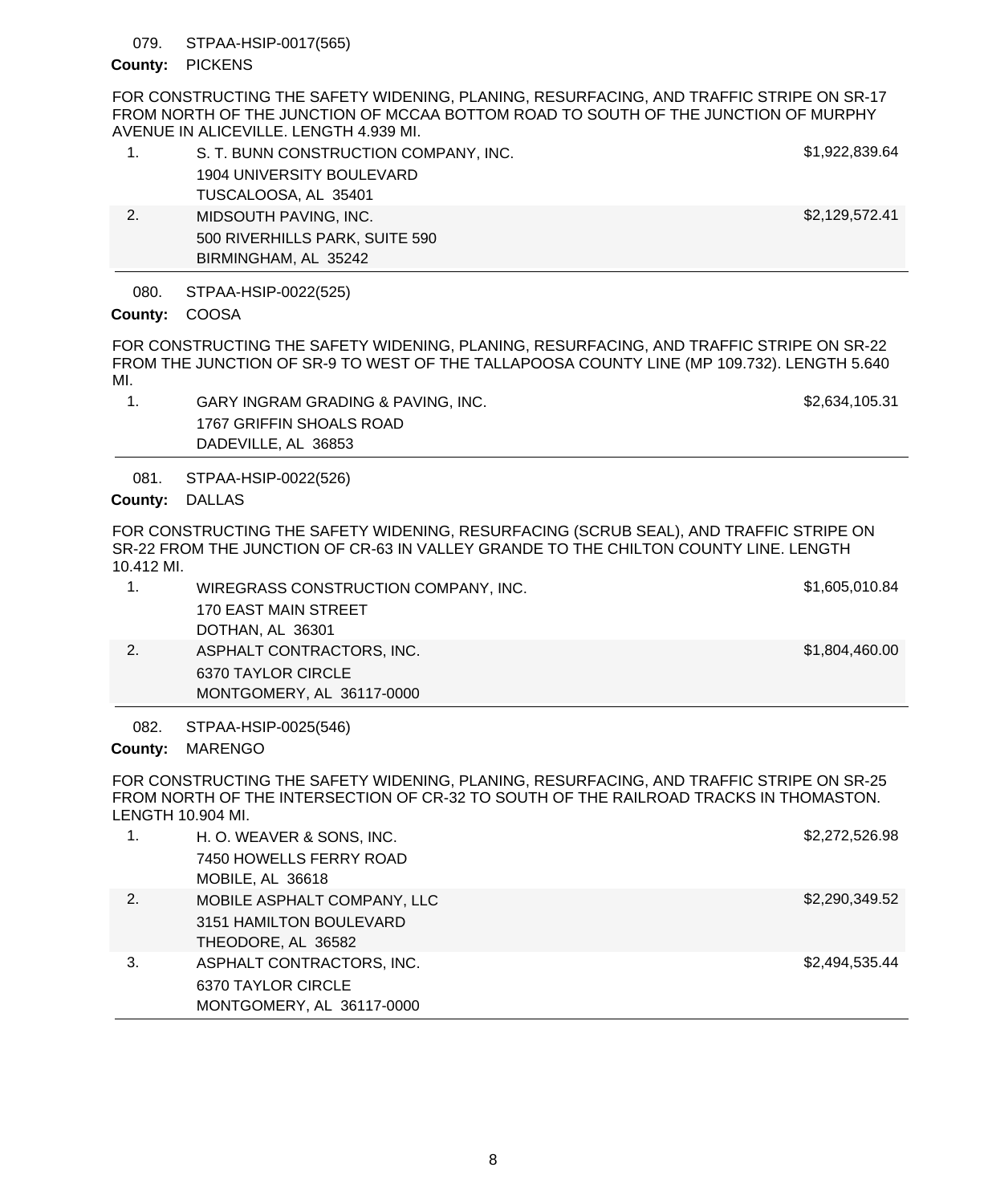079. STPAA-HSIP-0017(565)

**County:** PICKENS

FOR CONSTRUCTING THE SAFETY WIDENING, PLANING, RESURFACING, AND TRAFFIC STRIPE ON SR-17 FROM NORTH OF THE JUNCTION OF MCCAA BOTTOM ROAD TO SOUTH OF THE JUNCTION OF MURPHY AVENUE IN ALICEVILLE. LENGTH 4.939 MI.

| | Bidder | Amount |
|---|---|---|
| 1. | S. T. BUNN CONSTRUCTION COMPANY, INC.<br>1904 UNIVERSITY BOULEVARD<br>TUSCALOOSA, AL 35401 | $1,922,839.64 |
| 2. | MIDSOUTH PAVING, INC.<br>500 RIVERHILLS PARK, SUITE 590<br>BIRMINGHAM, AL 35242 | $2,129,572.41 |

080. STPAA-HSIP-0022(525)

**County:** COOSA

FOR CONSTRUCTING THE SAFETY WIDENING, PLANING, RESURFACING, AND TRAFFIC STRIPE ON SR-22 FROM THE JUNCTION OF SR-9 TO WEST OF THE TALLAPOOSA COUNTY LINE (MP 109.732). LENGTH 5.640 MI.

| | Bidder | Amount |
|---|---|---|
| 1. | GARY INGRAM GRADING & PAVING, INC.<br>1767 GRIFFIN SHOALS ROAD<br>DADEVILLE, AL 36853 | $2,634,105.31 |

081. STPAA-HSIP-0022(526)

**County:** DALLAS

FOR CONSTRUCTING THE SAFETY WIDENING, RESURFACING (SCRUB SEAL), AND TRAFFIC STRIPE ON SR-22 FROM THE JUNCTION OF CR-63 IN VALLEY GRANDE TO THE CHILTON COUNTY LINE. LENGTH 10.412 MI.

| | Bidder | Amount |
|---|---|---|
| 1. | WIREGRASS CONSTRUCTION COMPANY, INC.<br>170 EAST MAIN STREET<br>DOTHAN, AL 36301 | $1,605,010.84 |
| 2. | ASPHALT CONTRACTORS, INC.<br>6370 TAYLOR CIRCLE<br>MONTGOMERY, AL 36117-0000 | $1,804,460.00 |

082. STPAA-HSIP-0025(546)

**County:** MARENGO

FOR CONSTRUCTING THE SAFETY WIDENING, PLANING, RESURFACING, AND TRAFFIC STRIPE ON SR-25 FROM NORTH OF THE INTERSECTION OF CR-32 TO SOUTH OF THE RAILROAD TRACKS IN THOMASTON. LENGTH 10.904 MI.

| | Bidder | Amount |
|---|---|---|
| 1. | H. O. WEAVER & SONS, INC.<br>7450 HOWELLS FERRY ROAD<br>MOBILE, AL 36618 | $2,272,526.98 |
| 2. | MOBILE ASPHALT COMPANY, LLC<br>3151 HAMILTON BOULEVARD<br>THEODORE, AL 36582 | $2,290,349.52 |
| 3. | ASPHALT CONTRACTORS, INC.<br>6370 TAYLOR CIRCLE<br>MONTGOMERY, AL 36117-0000 | $2,494,535.44 |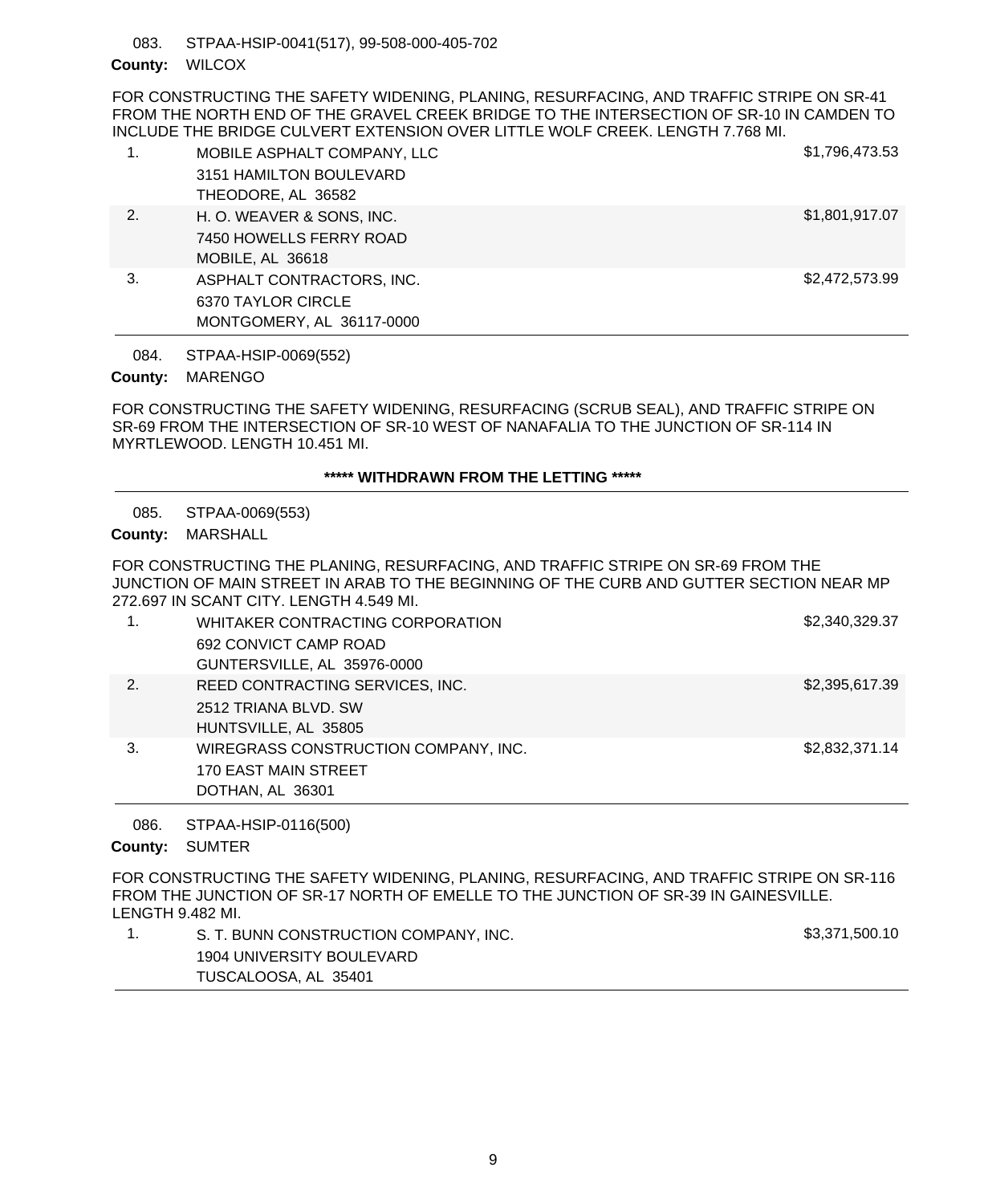083. STPAA-HSIP-0041(517), 99-508-000-405-702

**County:** WILCOX

FOR CONSTRUCTING THE SAFETY WIDENING, PLANING, RESURFACING, AND TRAFFIC STRIPE ON SR-41 FROM THE NORTH END OF THE GRAVEL CREEK BRIDGE TO THE INTERSECTION OF SR-10 IN CAMDEN TO INCLUDE THE BRIDGE CULVERT EXTENSION OVER LITTLE WOLF CREEK. LENGTH 7.768 MI.

| | | |
|---|---|---|
| 1. | MOBILE ASPHALT COMPANY, LLC<br>3151 HAMILTON BOULEVARD<br>THEODORE, AL 36582 | $1,796,473.53 |
| 2. | H. O. WEAVER & SONS, INC.<br>7450 HOWELLS FERRY ROAD<br>MOBILE, AL 36618 | $1,801,917.07 |
| 3. | ASPHALT CONTRACTORS, INC.<br>6370 TAYLOR CIRCLE<br>MONTGOMERY, AL 36117-0000 | $2,472,573.99 |

084. STPAA-HSIP-0069(552)

**County:** MARENGO

FOR CONSTRUCTING THE SAFETY WIDENING, RESURFACING (SCRUB SEAL), AND TRAFFIC STRIPE ON SR-69 FROM THE INTERSECTION OF SR-10 WEST OF NANAFALIA TO THE JUNCTION OF SR-114 IN MYRTLEWOOD. LENGTH 10.451 MI.

**\*\*\*\*\* WITHDRAWN FROM THE LETTING \*\*\*\*\***

085. STPAA-0069(553)

**County:** MARSHALL

FOR CONSTRUCTING THE PLANING, RESURFACING, AND TRAFFIC STRIPE ON SR-69 FROM THE JUNCTION OF MAIN STREET IN ARAB TO THE BEGINNING OF THE CURB AND GUTTER SECTION NEAR MP 272.697 IN SCANT CITY. LENGTH 4.549 MI.

| | | |
|---|---|---|
| 1. | WHITAKER CONTRACTING CORPORATION<br>692 CONVICT CAMP ROAD<br>GUNTERSVILLE, AL 35976-0000 | $2,340,329.37 |
| 2. | REED CONTRACTING SERVICES, INC.<br>2512 TRIANA BLVD. SW<br>HUNTSVILLE, AL 35805 | $2,395,617.39 |
| 3. | WIREGRASS CONSTRUCTION COMPANY, INC.<br>170 EAST MAIN STREET<br>DOTHAN, AL 36301 | $2,832,371.14 |

086. STPAA-HSIP-0116(500)

**County:** SUMTER

FOR CONSTRUCTING THE SAFETY WIDENING, PLANING, RESURFACING, AND TRAFFIC STRIPE ON SR-116 FROM THE JUNCTION OF SR-17 NORTH OF EMELLE TO THE JUNCTION OF SR-39 IN GAINESVILLE. LENGTH 9.482 MI.

| | | |
|---|---|---|
| 1. | S. T. BUNN CONSTRUCTION COMPANY, INC.<br>1904 UNIVERSITY BOULEVARD<br>TUSCALOOSA, AL 35401 | $3,371,500.10 |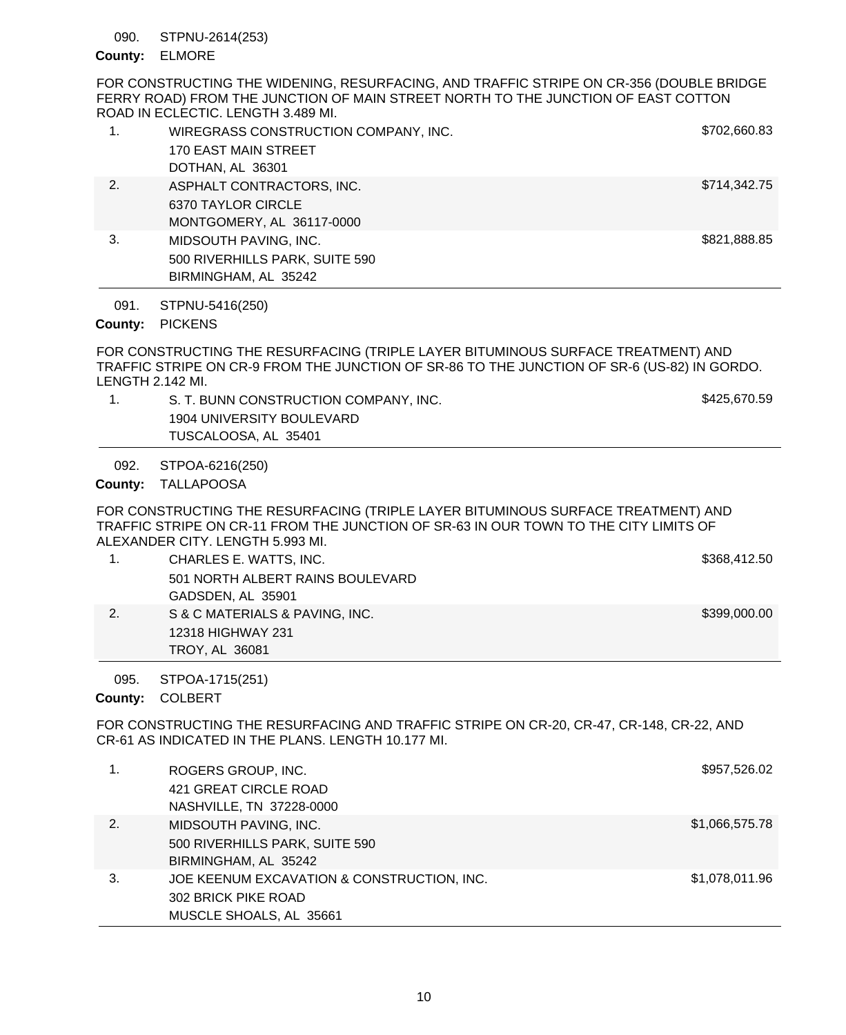090. STPNU-2614(253)

**County:** ELMORE

FOR CONSTRUCTING THE WIDENING, RESURFACING, AND TRAFFIC STRIPE ON CR-356 (DOUBLE BRIDGE FERRY ROAD) FROM THE JUNCTION OF MAIN STREET NORTH TO THE JUNCTION OF EAST COTTON ROAD IN ECLECTIC. LENGTH 3.489 MI.

| | Bidder | Amount |
|---|---|---|
| 1. | WIREGRASS CONSTRUCTION COMPANY, INC.<br>170 EAST MAIN STREET<br>DOTHAN, AL 36301 | $702,660.83 |
| 2. | ASPHALT CONTRACTORS, INC.<br>6370 TAYLOR CIRCLE<br>MONTGOMERY, AL 36117-0000 | $714,342.75 |
| 3. | MIDSOUTH PAVING, INC.<br>500 RIVERHILLS PARK, SUITE 590<br>BIRMINGHAM, AL 35242 | $821,888.85 |

091. STPNU-5416(250)

**County:** PICKENS

FOR CONSTRUCTING THE RESURFACING (TRIPLE LAYER BITUMINOUS SURFACE TREATMENT) AND TRAFFIC STRIPE ON CR-9 FROM THE JUNCTION OF SR-86 TO THE JUNCTION OF SR-6 (US-82) IN GORDO. LENGTH 2.142 MI.

| | Bidder | Amount |
|---|---|---|
| 1. | S. T. BUNN CONSTRUCTION COMPANY, INC.<br>1904 UNIVERSITY BOULEVARD<br>TUSCALOOSA, AL 35401 | $425,670.59 |

092. STPOA-6216(250)

**County:** TALLAPOOSA

FOR CONSTRUCTING THE RESURFACING (TRIPLE LAYER BITUMINOUS SURFACE TREATMENT) AND TRAFFIC STRIPE ON CR-11 FROM THE JUNCTION OF SR-63 IN OUR TOWN TO THE CITY LIMITS OF ALEXANDER CITY. LENGTH 5.993 MI.

| | Bidder | Amount |
|---|---|---|
| 1. | CHARLES E. WATTS, INC.<br>501 NORTH ALBERT RAINS BOULEVARD<br>GADSDEN, AL 35901 | $368,412.50 |
| 2. | S & C MATERIALS & PAVING, INC.<br>12318 HIGHWAY 231<br>TROY, AL 36081 | $399,000.00 |

095. STPOA-1715(251)

**County:** COLBERT

FOR CONSTRUCTING THE RESURFACING AND TRAFFIC STRIPE ON CR-20, CR-47, CR-148, CR-22, AND CR-61 AS INDICATED IN THE PLANS. LENGTH 10.177 MI.

| | Bidder | Amount |
|---|---|---|
| 1. | ROGERS GROUP, INC.<br>421 GREAT CIRCLE ROAD<br>NASHVILLE, TN 37228-0000 | $957,526.02 |
| 2. | MIDSOUTH PAVING, INC.<br>500 RIVERHILLS PARK, SUITE 590<br>BIRMINGHAM, AL 35242 | $1,066,575.78 |
| 3. | JOE KEENUM EXCAVATION & CONSTRUCTION, INC.<br>302 BRICK PIKE ROAD<br>MUSCLE SHOALS, AL 35661 | $1,078,011.96 |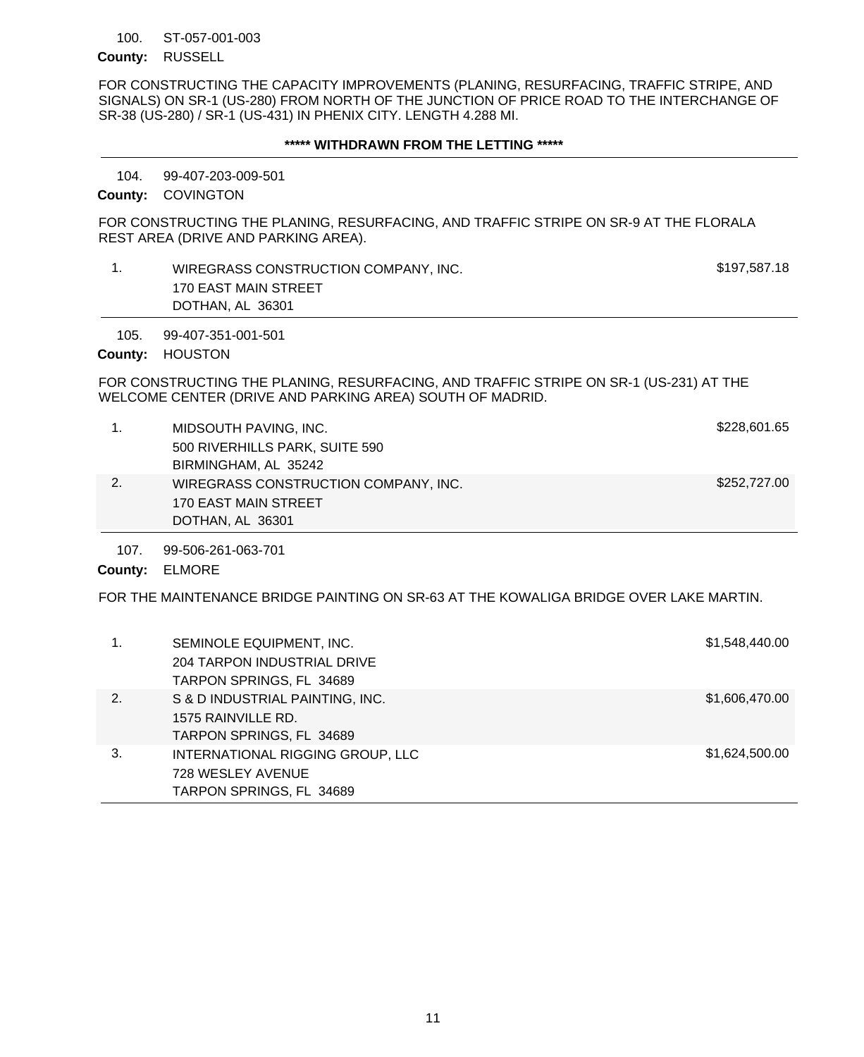100. ST-057-001-003

**County:** RUSSELL

FOR CONSTRUCTING THE CAPACITY IMPROVEMENTS (PLANING, RESURFACING, TRAFFIC STRIPE, AND SIGNALS) ON SR-1 (US-280) FROM NORTH OF THE JUNCTION OF PRICE ROAD TO THE INTERCHANGE OF SR-38 (US-280) / SR-1 (US-431) IN PHENIX CITY. LENGTH 4.288 MI.

**\*\*\*\*\* WITHDRAWN FROM THE LETTING \*\*\*\*\***

---

104. 99-407-203-009-501

**County:** COVINGTON

FOR CONSTRUCTING THE PLANING, RESURFACING, AND TRAFFIC STRIPE ON SR-9 AT THE FLORALA REST AREA (DRIVE AND PARKING AREA).

| | Bidder | Amount |
|---|---|---|
| 1. | WIREGRASS CONSTRUCTION COMPANY, INC.<br>170 EAST MAIN STREET<br>DOTHAN, AL 36301 | $197,587.18 |

---

105. 99-407-351-001-501

**County:** HOUSTON

FOR CONSTRUCTING THE PLANING, RESURFACING, AND TRAFFIC STRIPE ON SR-1 (US-231) AT THE WELCOME CENTER (DRIVE AND PARKING AREA) SOUTH OF MADRID.

| | Bidder | Amount |
|---|---|---|
| 1. | MIDSOUTH PAVING, INC.<br>500 RIVERHILLS PARK, SUITE 590<br>BIRMINGHAM, AL 35242 | $228,601.65 |
| 2. | WIREGRASS CONSTRUCTION COMPANY, INC.<br>170 EAST MAIN STREET<br>DOTHAN, AL 36301 | $252,727.00 |

---

107. 99-506-261-063-701

**County:** ELMORE

FOR THE MAINTENANCE BRIDGE PAINTING ON SR-63 AT THE KOWALIGA BRIDGE OVER LAKE MARTIN.

| | Bidder | Amount |
|---|---|---|
| 1. | SEMINOLE EQUIPMENT, INC.<br>204 TARPON INDUSTRIAL DRIVE<br>TARPON SPRINGS, FL 34689 | $1,548,440.00 |
| 2. | S & D INDUSTRIAL PAINTING, INC.<br>1575 RAINVILLE RD.<br>TARPON SPRINGS, FL 34689 | $1,606,470.00 |
| 3. | INTERNATIONAL RIGGING GROUP, LLC<br>728 WESLEY AVENUE<br>TARPON SPRINGS, FL 34689 | $1,624,500.00 |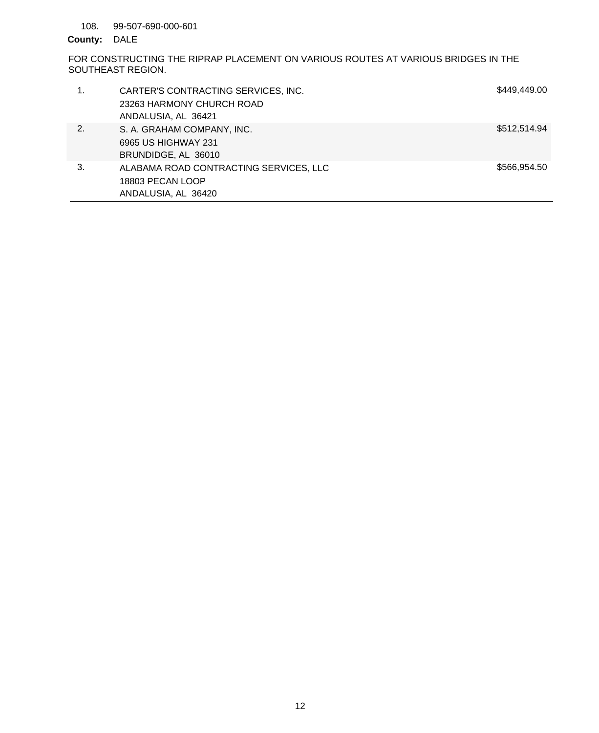108. 99-507-690-000-601

**County:** DALE

FOR CONSTRUCTING THE RIPRAP PLACEMENT ON VARIOUS ROUTES AT VARIOUS BRIDGES IN THE SOUTHEAST REGION.

| | | |
|---|---|---|
| 1. | CARTER'S CONTRACTING SERVICES, INC.<br>23263 HARMONY CHURCH ROAD<br>ANDALUSIA, AL 36421 | $449,449.00 |
| 2. | S. A. GRAHAM COMPANY, INC.<br>6965 US HIGHWAY 231<br>BRUNDIDGE, AL 36010 | $512,514.94 |
| 3. | ALABAMA ROAD CONTRACTING SERVICES, LLC<br>18803 PECAN LOOP<br>ANDALUSIA, AL 36420 | $566,954.50 |